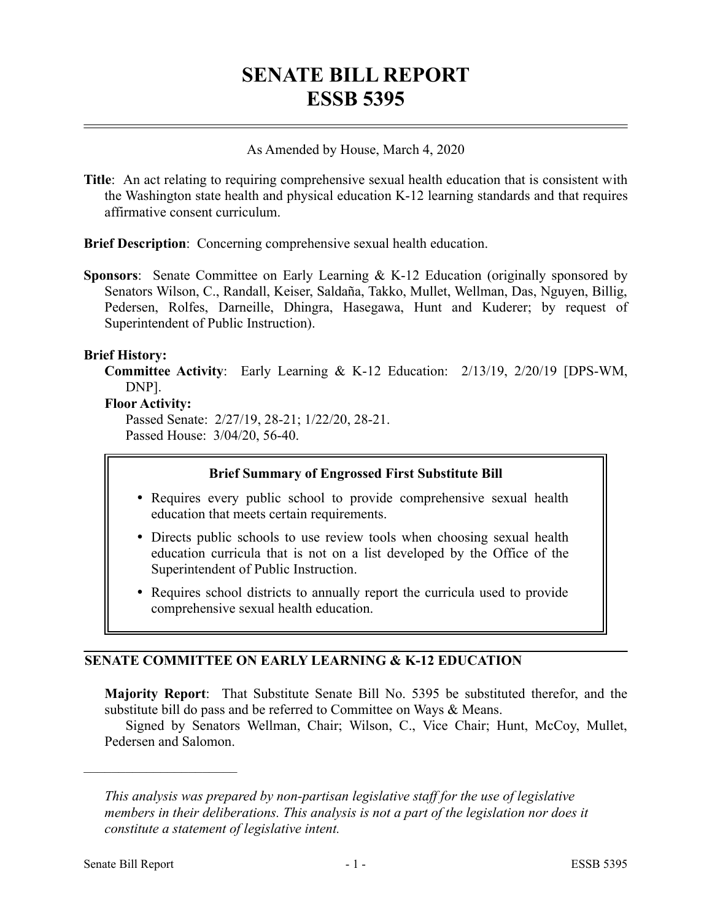# SENATE BILL REPORT
# ESSB 5395

As Amended by House, March 4, 2020

**Title**: An act relating to requiring comprehensive sexual health education that is consistent with the Washington state health and physical education K-12 learning standards and that requires affirmative consent curriculum.

**Brief Description**: Concerning comprehensive sexual health education.

**Sponsors**: Senate Committee on Early Learning & K-12 Education (originally sponsored by Senators Wilson, C., Randall, Keiser, Saldaña, Takko, Mullet, Wellman, Das, Nguyen, Billig, Pedersen, Rolfes, Darneille, Dhingra, Hasegawa, Hunt and Kuderer; by request of Superintendent of Public Instruction).

**Brief History:**

**Committee Activity**: Early Learning & K-12 Education: 2/13/19, 2/20/19 [DPS-WM, DNP].

**Floor Activity:**

Passed Senate: 2/27/19, 28-21; 1/22/20, 28-21.
Passed House: 3/04/20, 56-40.

**Brief Summary of Engrossed First Substitute Bill**

- Requires every public school to provide comprehensive sexual health education that meets certain requirements.
- Directs public schools to use review tools when choosing sexual health education curricula that is not on a list developed by the Office of the Superintendent of Public Instruction.
- Requires school districts to annually report the curricula used to provide comprehensive sexual health education.

## SENATE COMMITTEE ON EARLY LEARNING & K-12 EDUCATION

**Majority Report**: That Substitute Senate Bill No. 5395 be substituted therefor, and the substitute bill do pass and be referred to Committee on Ways & Means.

Signed by Senators Wellman, Chair; Wilson, C., Vice Chair; Hunt, McCoy, Mullet, Pedersen and Salomon.

---

*This analysis was prepared by non-partisan legislative staff for the use of legislative members in their deliberations. This analysis is not a part of the legislation nor does it constitute a statement of legislative intent.*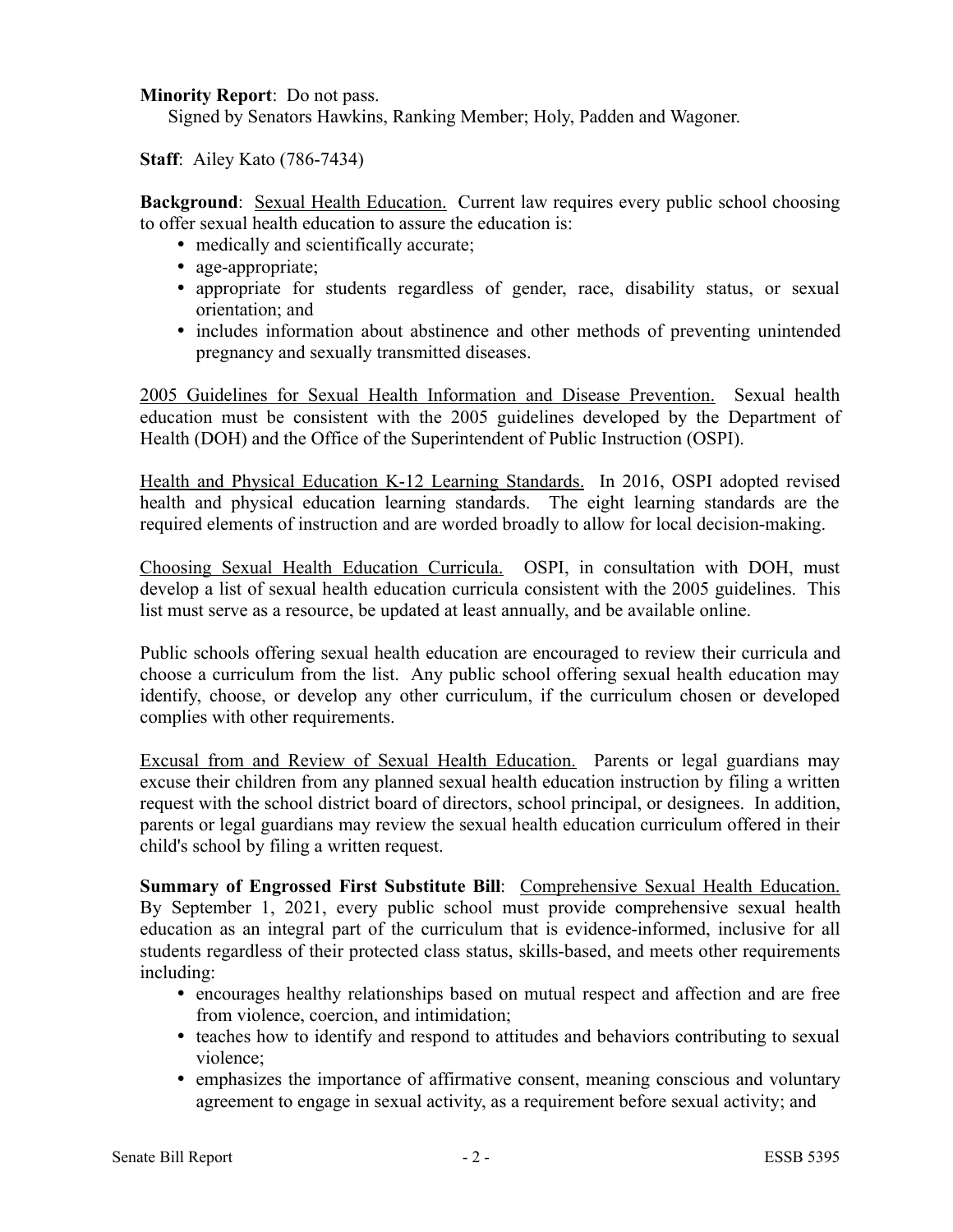**Minority Report**: Do not pass.
Signed by Senators Hawkins, Ranking Member; Holy, Padden and Wagoner.

**Staff**: Ailey Kato (786-7434)

**Background**: Sexual Health Education. Current law requires every public school choosing to offer sexual health education to assure the education is:

- medically and scientifically accurate;
- age-appropriate;
- appropriate for students regardless of gender, race, disability status, or sexual orientation; and
- includes information about abstinence and other methods of preventing unintended pregnancy and sexually transmitted diseases.

2005 Guidelines for Sexual Health Information and Disease Prevention. Sexual health education must be consistent with the 2005 guidelines developed by the Department of Health (DOH) and the Office of the Superintendent of Public Instruction (OSPI).

Health and Physical Education K-12 Learning Standards. In 2016, OSPI adopted revised health and physical education learning standards. The eight learning standards are the required elements of instruction and are worded broadly to allow for local decision-making.

Choosing Sexual Health Education Curricula. OSPI, in consultation with DOH, must develop a list of sexual health education curricula consistent with the 2005 guidelines. This list must serve as a resource, be updated at least annually, and be available online.

Public schools offering sexual health education are encouraged to review their curricula and choose a curriculum from the list. Any public school offering sexual health education may identify, choose, or develop any other curriculum, if the curriculum chosen or developed complies with other requirements.

Excusal from and Review of Sexual Health Education. Parents or legal guardians may excuse their children from any planned sexual health education instruction by filing a written request with the school district board of directors, school principal, or designees. In addition, parents or legal guardians may review the sexual health education curriculum offered in their child's school by filing a written request.

**Summary of Engrossed First Substitute Bill**: Comprehensive Sexual Health Education. By September 1, 2021, every public school must provide comprehensive sexual health education as an integral part of the curriculum that is evidence-informed, inclusive for all students regardless of their protected class status, skills-based, and meets other requirements including:

- encourages healthy relationships based on mutual respect and affection and are free from violence, coercion, and intimidation;
- teaches how to identify and respond to attitudes and behaviors contributing to sexual violence;
- emphasizes the importance of affirmative consent, meaning conscious and voluntary agreement to engage in sexual activity, as a requirement before sexual activity; and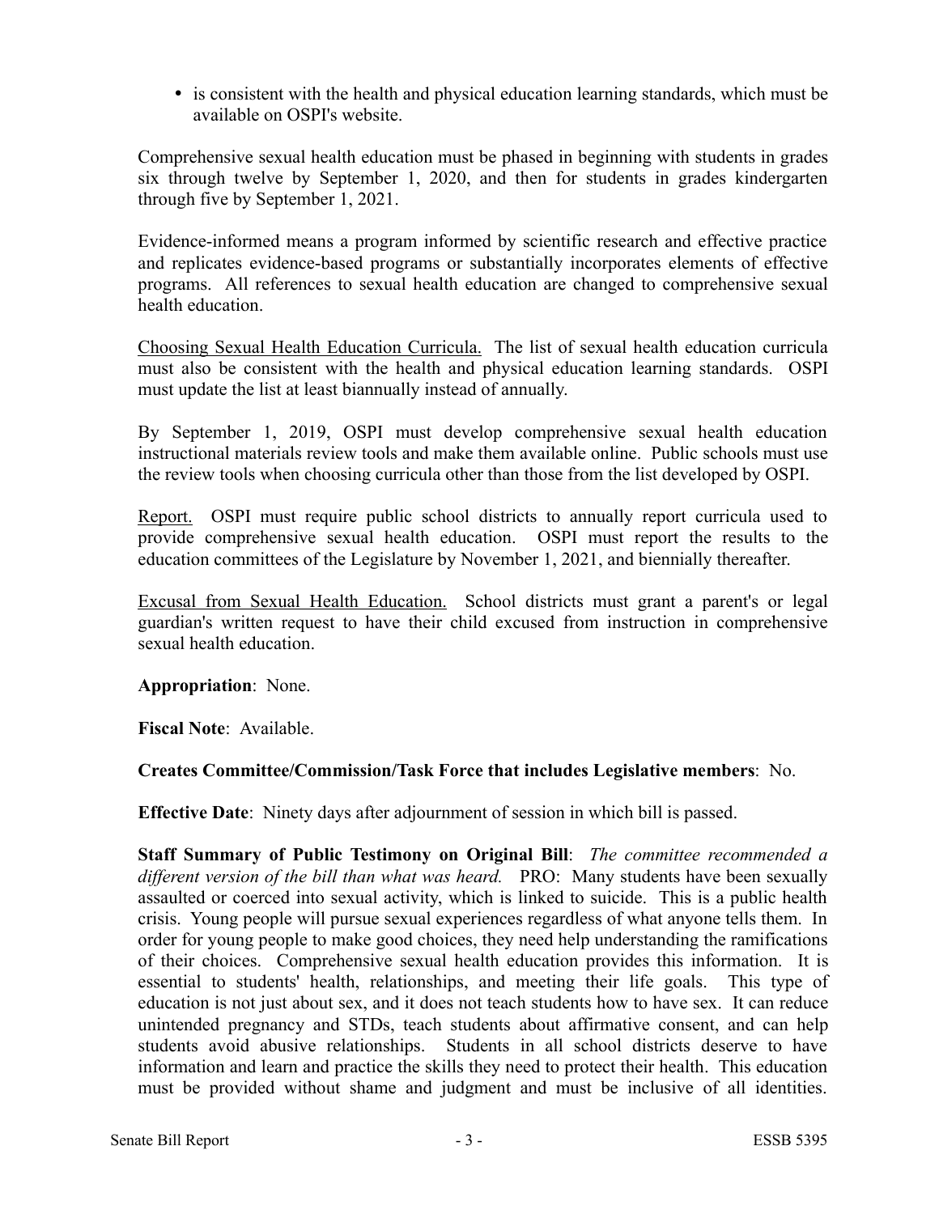- is consistent with the health and physical education learning standards, which must be available on OSPI's website.

Comprehensive sexual health education must be phased in beginning with students in grades six through twelve by September 1, 2020, and then for students in grades kindergarten through five by September 1, 2021.

Evidence-informed means a program informed by scientific research and effective practice and replicates evidence-based programs or substantially incorporates elements of effective programs. All references to sexual health education are changed to comprehensive sexual health education.

Choosing Sexual Health Education Curricula. The list of sexual health education curricula must also be consistent with the health and physical education learning standards. OSPI must update the list at least biannually instead of annually.

By September 1, 2019, OSPI must develop comprehensive sexual health education instructional materials review tools and make them available online. Public schools must use the review tools when choosing curricula other than those from the list developed by OSPI.

Report. OSPI must require public school districts to annually report curricula used to provide comprehensive sexual health education. OSPI must report the results to the education committees of the Legislature by November 1, 2021, and biennially thereafter.

Excusal from Sexual Health Education. School districts must grant a parent's or legal guardian's written request to have their child excused from instruction in comprehensive sexual health education.

**Appropriation**: None.

**Fiscal Note**: Available.

**Creates Committee/Commission/Task Force that includes Legislative members**: No.

**Effective Date**: Ninety days after adjournment of session in which bill is passed.

**Staff Summary of Public Testimony on Original Bill**: *The committee recommended a different version of the bill than what was heard.* PRO: Many students have been sexually assaulted or coerced into sexual activity, which is linked to suicide. This is a public health crisis. Young people will pursue sexual experiences regardless of what anyone tells them. In order for young people to make good choices, they need help understanding the ramifications of their choices. Comprehensive sexual health education provides this information. It is essential to students' health, relationships, and meeting their life goals. This type of education is not just about sex, and it does not teach students how to have sex. It can reduce unintended pregnancy and STDs, teach students about affirmative consent, and can help students avoid abusive relationships. Students in all school districts deserve to have information and learn and practice the skills they need to protect their health. This education must be provided without shame and judgment and must be inclusive of all identities.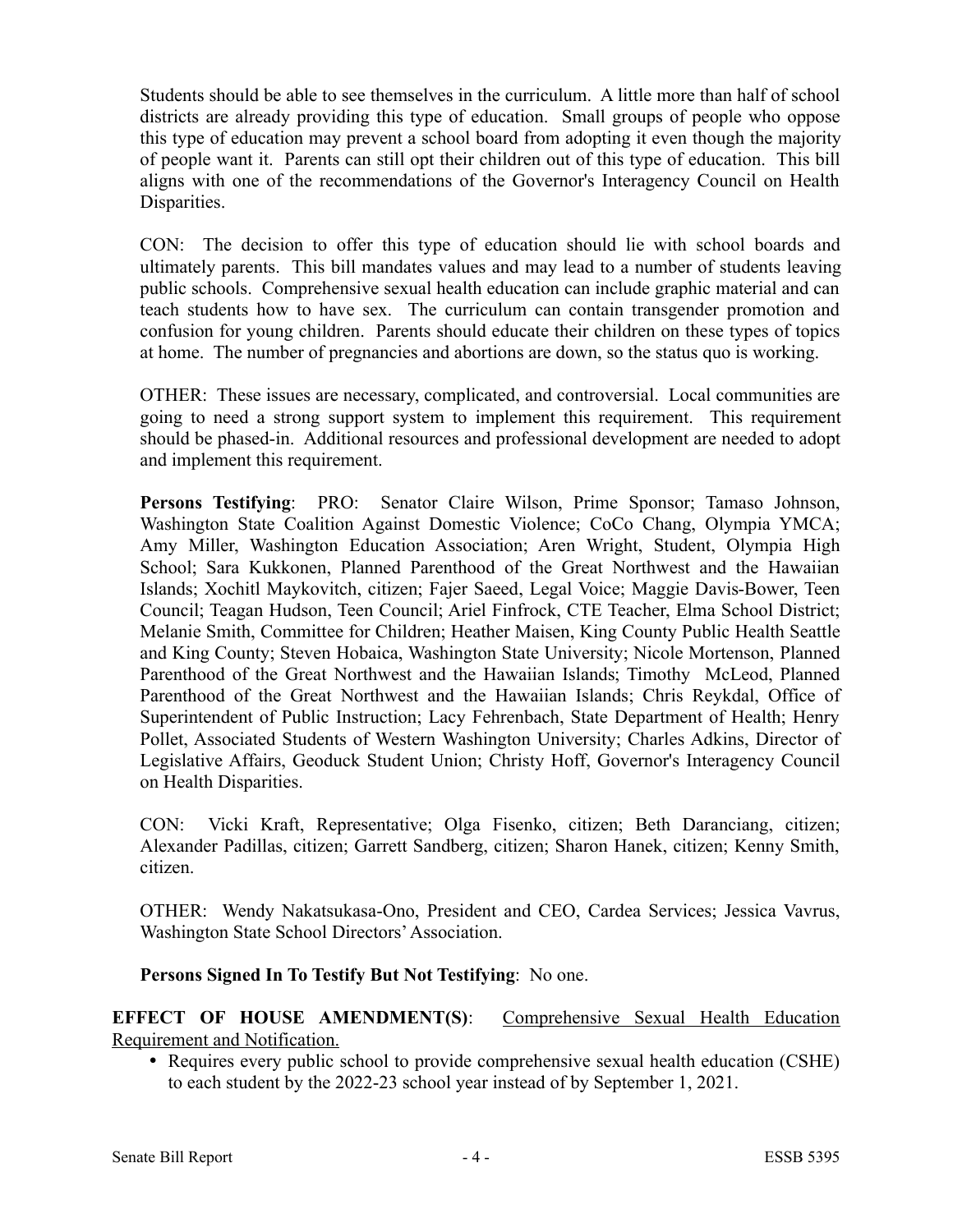Students should be able to see themselves in the curriculum. A little more than half of school districts are already providing this type of education. Small groups of people who oppose this type of education may prevent a school board from adopting it even though the majority of people want it. Parents can still opt their children out of this type of education. This bill aligns with one of the recommendations of the Governor's Interagency Council on Health Disparities.

CON: The decision to offer this type of education should lie with school boards and ultimately parents. This bill mandates values and may lead to a number of students leaving public schools. Comprehensive sexual health education can include graphic material and can teach students how to have sex. The curriculum can contain transgender promotion and confusion for young children. Parents should educate their children on these types of topics at home. The number of pregnancies and abortions are down, so the status quo is working.

OTHER: These issues are necessary, complicated, and controversial. Local communities are going to need a strong support system to implement this requirement. This requirement should be phased-in. Additional resources and professional development are needed to adopt and implement this requirement.

**Persons Testifying**: PRO: Senator Claire Wilson, Prime Sponsor; Tamaso Johnson, Washington State Coalition Against Domestic Violence; CoCo Chang, Olympia YMCA; Amy Miller, Washington Education Association; Aren Wright, Student, Olympia High School; Sara Kukkonen, Planned Parenthood of the Great Northwest and the Hawaiian Islands; Xochitl Maykovitch, citizen; Fajer Saeed, Legal Voice; Maggie Davis-Bower, Teen Council; Teagan Hudson, Teen Council; Ariel Finfrock, CTE Teacher, Elma School District; Melanie Smith, Committee for Children; Heather Maisen, King County Public Health Seattle and King County; Steven Hobaica, Washington State University; Nicole Mortenson, Planned Parenthood of the Great Northwest and the Hawaiian Islands; Timothy McLeod, Planned Parenthood of the Great Northwest and the Hawaiian Islands; Chris Reykdal, Office of Superintendent of Public Instruction; Lacy Fehrenbach, State Department of Health; Henry Pollet, Associated Students of Western Washington University; Charles Adkins, Director of Legislative Affairs, Geoduck Student Union; Christy Hoff, Governor's Interagency Council on Health Disparities.

CON: Vicki Kraft, Representative; Olga Fisenko, citizen; Beth Daranciang, citizen; Alexander Padillas, citizen; Garrett Sandberg, citizen; Sharon Hanek, citizen; Kenny Smith, citizen.

OTHER: Wendy Nakatsukasa-Ono, President and CEO, Cardea Services; Jessica Vavrus, Washington State School Directors' Association.

**Persons Signed In To Testify But Not Testifying**: No one.

**EFFECT OF HOUSE AMENDMENT(S)**: Comprehensive Sexual Health Education Requirement and Notification.

- Requires every public school to provide comprehensive sexual health education (CSHE) to each student by the 2022-23 school year instead of by September 1, 2021.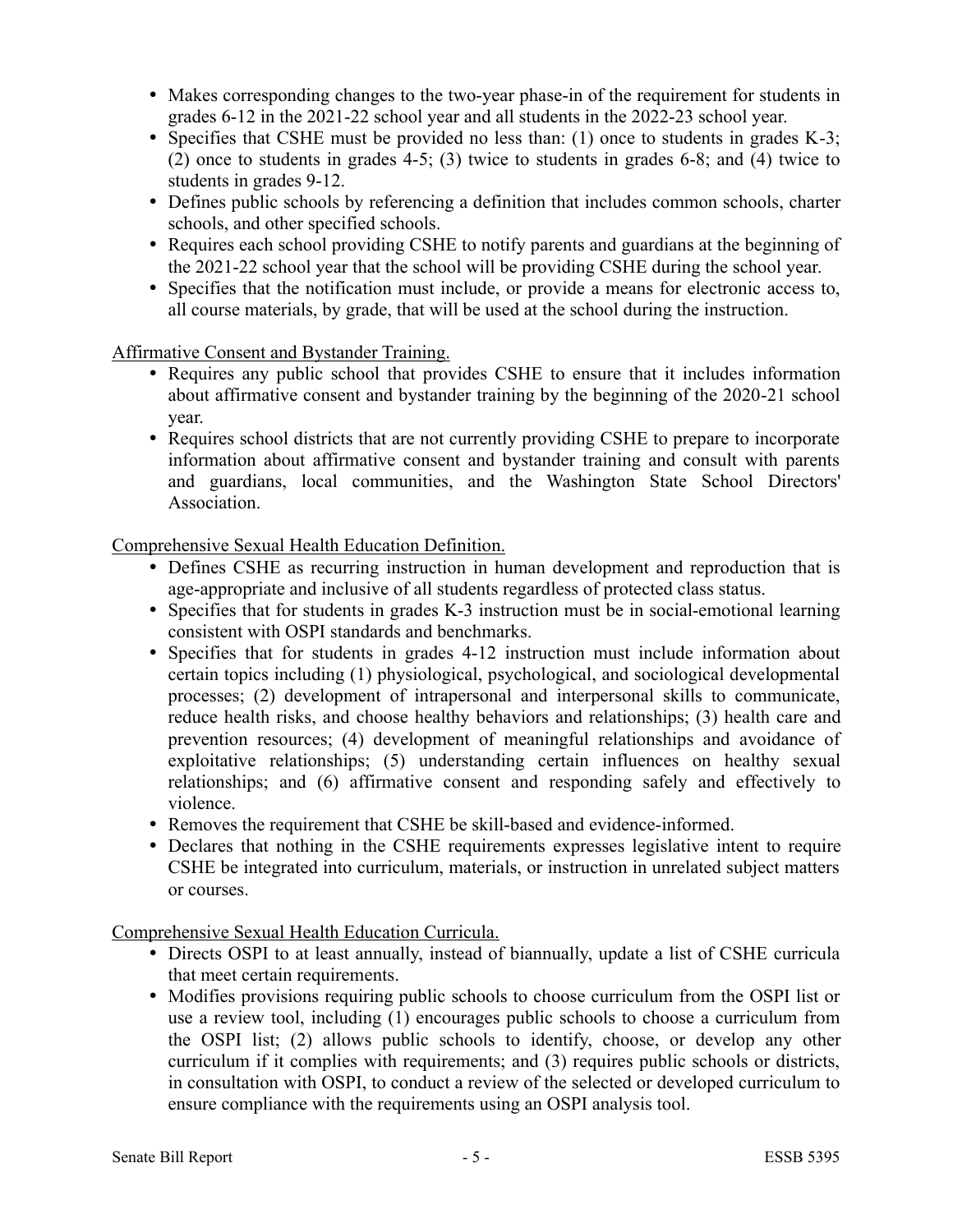- Makes corresponding changes to the two-year phase-in of the requirement for students in grades 6-12 in the 2021-22 school year and all students in the 2022-23 school year.
- Specifies that CSHE must be provided no less than: (1) once to students in grades K-3; (2) once to students in grades 4-5; (3) twice to students in grades 6-8; and (4) twice to students in grades 9-12.
- Defines public schools by referencing a definition that includes common schools, charter schools, and other specified schools.
- Requires each school providing CSHE to notify parents and guardians at the beginning of the 2021-22 school year that the school will be providing CSHE during the school year.
- Specifies that the notification must include, or provide a means for electronic access to, all course materials, by grade, that will be used at the school during the instruction.

Affirmative Consent and Bystander Training.

- Requires any public school that provides CSHE to ensure that it includes information about affirmative consent and bystander training by the beginning of the 2020-21 school year.
- Requires school districts that are not currently providing CSHE to prepare to incorporate information about affirmative consent and bystander training and consult with parents and guardians, local communities, and the Washington State School Directors' Association.

Comprehensive Sexual Health Education Definition.

- Defines CSHE as recurring instruction in human development and reproduction that is age-appropriate and inclusive of all students regardless of protected class status.
- Specifies that for students in grades K-3 instruction must be in social-emotional learning consistent with OSPI standards and benchmarks.
- Specifies that for students in grades 4-12 instruction must include information about certain topics including (1) physiological, psychological, and sociological developmental processes; (2) development of intrapersonal and interpersonal skills to communicate, reduce health risks, and choose healthy behaviors and relationships; (3) health care and prevention resources; (4) development of meaningful relationships and avoidance of exploitative relationships; (5) understanding certain influences on healthy sexual relationships; and (6) affirmative consent and responding safely and effectively to violence.
- Removes the requirement that CSHE be skill-based and evidence-informed.
- Declares that nothing in the CSHE requirements expresses legislative intent to require CSHE be integrated into curriculum, materials, or instruction in unrelated subject matters or courses.

Comprehensive Sexual Health Education Curricula.

- Directs OSPI to at least annually, instead of biannually, update a list of CSHE curricula that meet certain requirements.
- Modifies provisions requiring public schools to choose curriculum from the OSPI list or use a review tool, including (1) encourages public schools to choose a curriculum from the OSPI list; (2) allows public schools to identify, choose, or develop any other curriculum if it complies with requirements; and (3) requires public schools or districts, in consultation with OSPI, to conduct a review of the selected or developed curriculum to ensure compliance with the requirements using an OSPI analysis tool.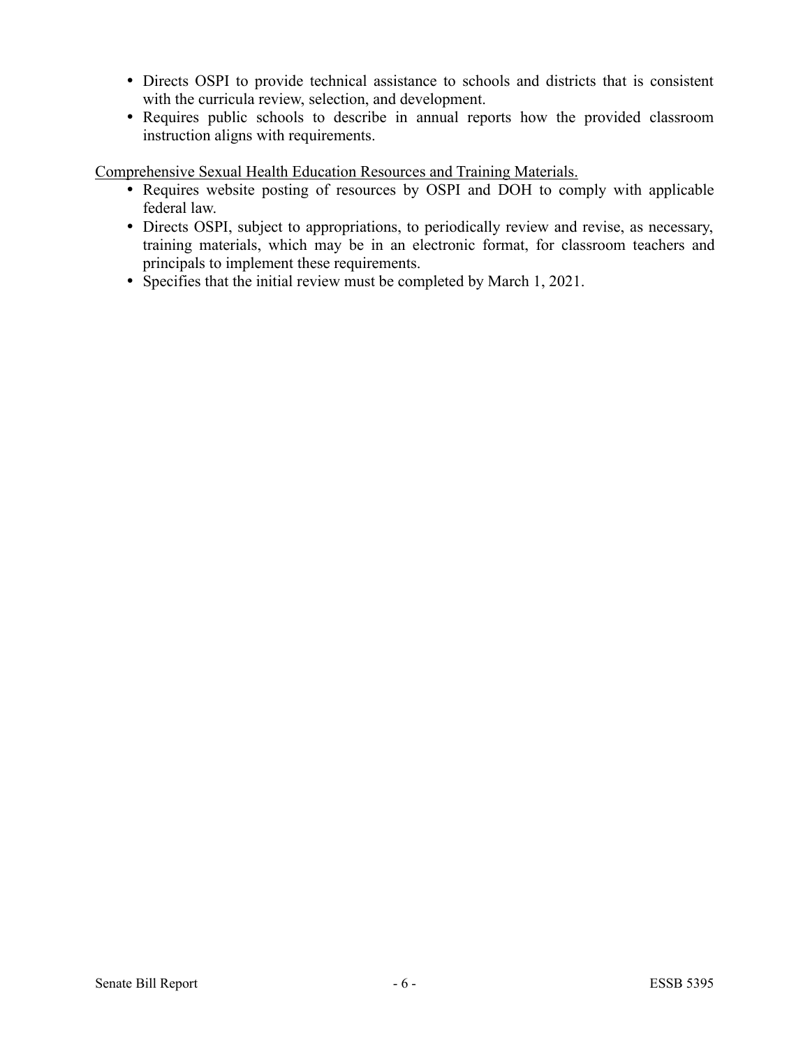- Directs OSPI to provide technical assistance to schools and districts that is consistent with the curricula review, selection, and development.
- Requires public schools to describe in annual reports how the provided classroom instruction aligns with requirements.

Comprehensive Sexual Health Education Resources and Training Materials.

- Requires website posting of resources by OSPI and DOH to comply with applicable federal law.
- Directs OSPI, subject to appropriations, to periodically review and revise, as necessary, training materials, which may be in an electronic format, for classroom teachers and principals to implement these requirements.
- Specifies that the initial review must be completed by March 1, 2021.